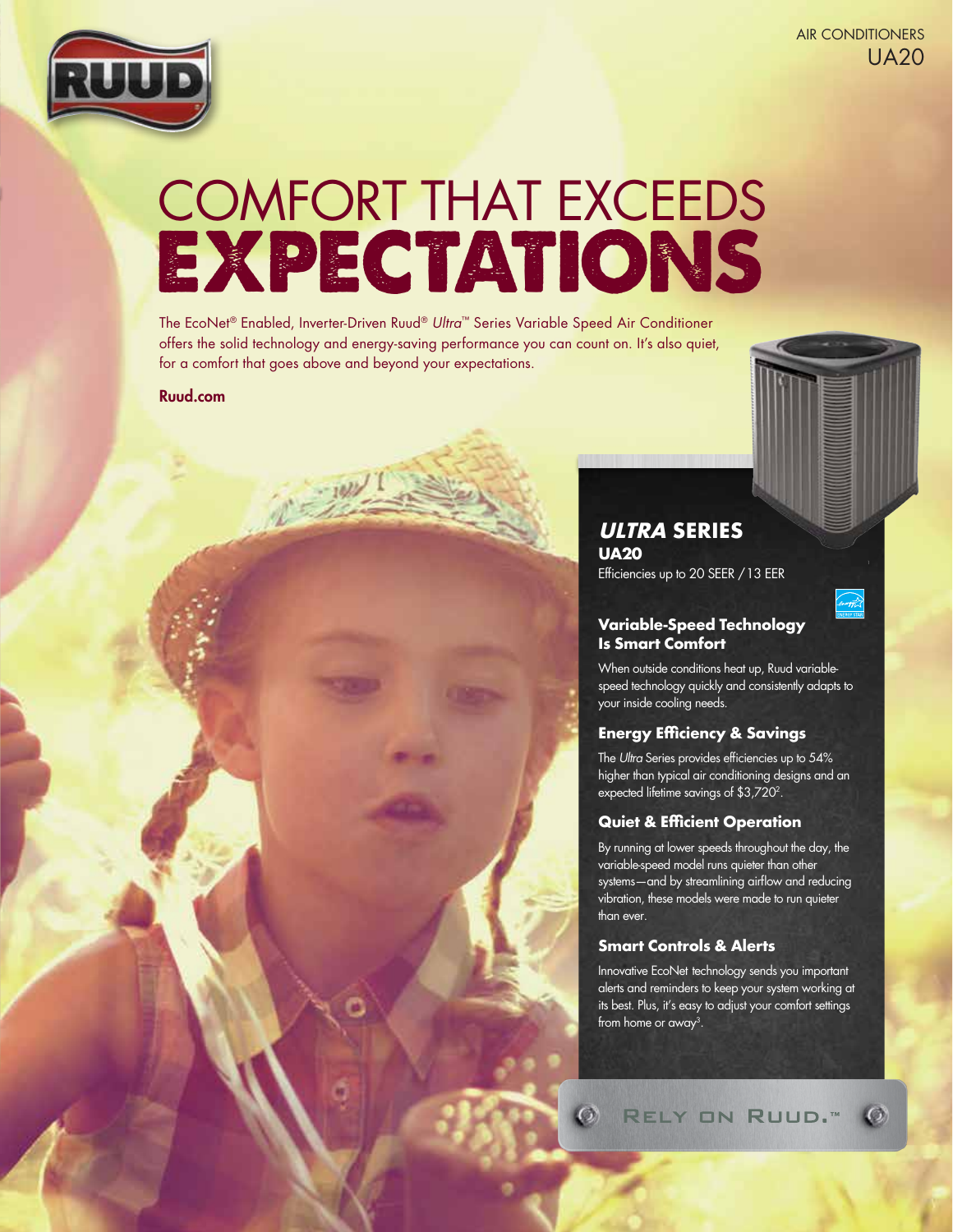AIR CONDITIONERS
UA20

# COMFORT THAT EXCEEDS EXPECTATIONS

The EcoNet® Enabled, Inverter-Driven Ruud® *Ultra*™ Series Variable Speed Air Conditioner offers the solid technology and energy-saving performance you can count on. It's also quiet, for a comfort that goes above and beyond your expectations.

**Ruud.com**

## *ULTRA* SERIES

**UA20**

Efficiencies up to 20 SEER / 13 EER

### Variable-Speed Technology Is Smart Comfort

When outside conditions heat up, Ruud variable-speed technology quickly and consistently adapts to your inside cooling needs.

### Energy Efficiency & Savings

The *Ultra* Series provides efficiencies up to 54% higher than typical air conditioning designs and an expected lifetime savings of $3,720[2].

### Quiet & Efficient Operation

By running at lower speeds throughout the day, the variable-speed model runs quieter than other systems—and by streamlining airflow and reducing vibration, these models were made to run quieter than ever.

### Smart Controls & Alerts

Innovative EcoNet technology sends you important alerts and reminders to keep your system working at its best. Plus, it's easy to adjust your comfort settings from home or away[3].

RELY ON RUUD.™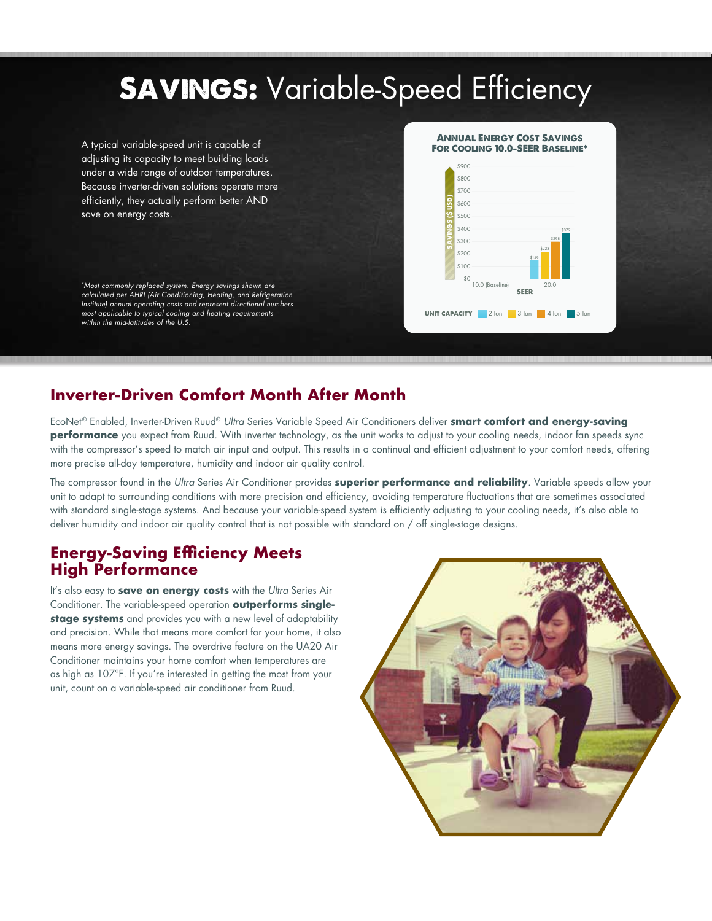# SAVINGS: Variable-Speed Efficiency

A typical variable-speed unit is capable of adjusting its capacity to meet building loads under a wide range of outdoor temperatures. Because inverter-driven solutions operate more efficiently, they actually perform better AND save on energy costs.

*\*Most commonly replaced system. Energy savings shown are calculated per AHRI (Air Conditioning, Heating, and Refrigeration Institute) annual operating costs and represent directional numbers most applicable to typical cooling and heating requirements within the mid-latitudes of the U.S.*

**ANNUAL ENERGY COST SAVINGS FOR COOLING 10.0-SEER BASELINE\***

| SEER | 2-Ton | 3-Ton | 4-Ton | 5-Ton |
|---|---|---|---|---|
| 10.0 (Baseline) | | | | |
| 20.0 | $149 | $223 | $298 | $372 |

SAVINGS ($ USD) — UNIT CAPACITY: 2-Ton, 3-Ton, 4-Ton, 5-Ton

## Inverter-Driven Comfort Month After Month

EcoNet® Enabled, Inverter-Driven Ruud® *Ultra* Series Variable Speed Air Conditioners deliver **smart comfort and energy-saving performance** you expect from Ruud. With inverter technology, as the unit works to adjust to your cooling needs, indoor fan speeds sync with the compressor's speed to match air input and output. This results in a continual and efficient adjustment to your comfort needs, offering more precise all-day temperature, humidity and indoor air quality control.

The compressor found in the *Ultra* Series Air Conditioner provides **superior performance and reliability**. Variable speeds allow your unit to adapt to surrounding conditions with more precision and efficiency, avoiding temperature fluctuations that are sometimes associated with standard single-stage systems. And because your variable-speed system is efficiently adjusting to your cooling needs, it's also able to deliver humidity and indoor air quality control that is not possible with standard on / off single-stage designs.

## Energy-Saving Efficiency Meets High Performance

It's also easy to **save on energy costs** with the *Ultra* Series Air Conditioner. The variable-speed operation **outperforms single-stage systems** and provides you with a new level of adaptability and precision. While that means more comfort for your home, it also means more energy savings. The overdrive feature on the UA20 Air Conditioner maintains your home comfort when temperatures are as high as 107°F. If you're interested in getting the most from your unit, count on a variable-speed air conditioner from Ruud.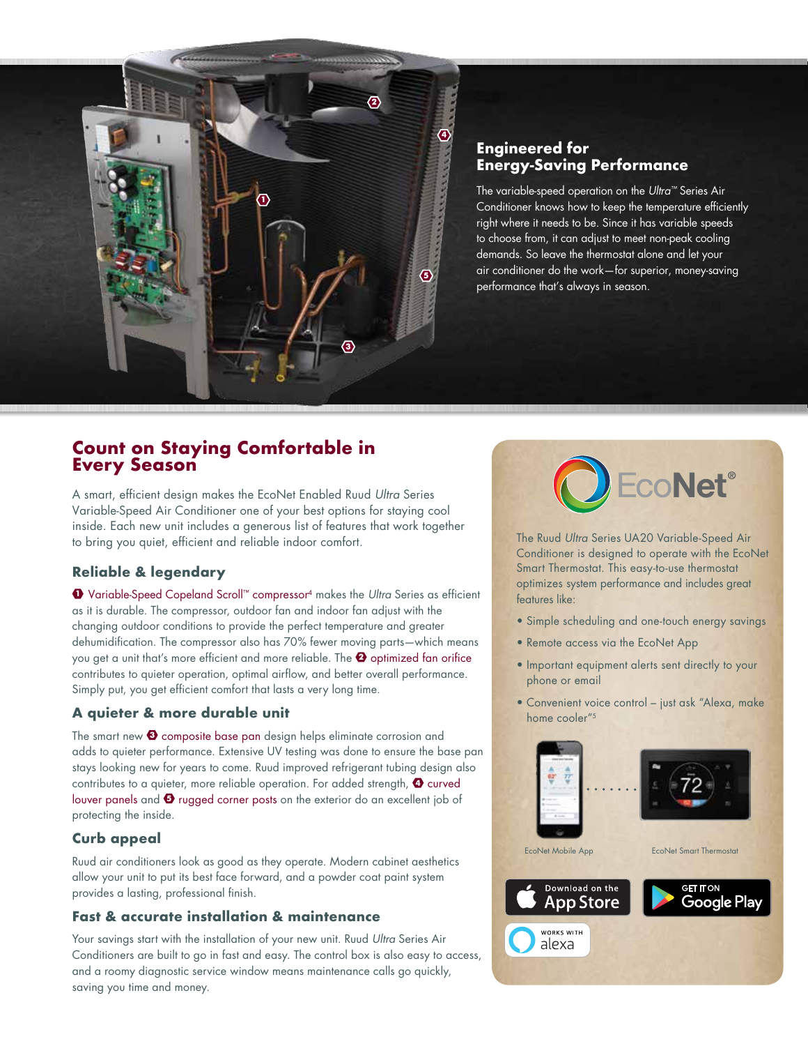## Engineered for Energy-Saving Performance

The variable-speed operation on the *Ultra*™ Series Air Conditioner knows how to keep the temperature efficiently right where it needs to be. Since it has variable speeds to choose from, it can adjust to meet non-peak cooling demands. So leave the thermostat alone and let your air conditioner do the work—for superior, money-saving performance that's always in season.

## Count on Staying Comfortable in Every Season

A smart, efficient design makes the EcoNet Enabled Ruud *Ultra* Series Variable-Speed Air Conditioner one of your best options for staying cool inside. Each new unit includes a generous list of features that work together to bring you quiet, efficient and reliable indoor comfort.

### Reliable & legendary

❶ Variable-Speed Copeland Scroll™ compressor[4] makes the *Ultra* Series as efficient as it is durable. The compressor, outdoor fan and indoor fan adjust with the changing outdoor conditions to provide the perfect temperature and greater dehumidification. The compressor also has 70% fewer moving parts—which means you get a unit that's more efficient and more reliable. The ❷ optimized fan orifice contributes to quieter operation, optimal airflow, and better overall performance. Simply put, you get efficient comfort that lasts a very long time.

### A quieter & more durable unit

The smart new ❸ composite base pan design helps eliminate corrosion and adds to quieter performance. Extensive UV testing was done to ensure the base pan stays looking new for years to come. Ruud improved refrigerant tubing design also contributes to a quieter, more reliable operation. For added strength, ❹ curved louver panels and ❺ rugged corner posts on the exterior do an excellent job of protecting the inside.

### Curb appeal

Ruud air conditioners look as good as they operate. Modern cabinet aesthetics allow your unit to put its best face forward, and a powder coat paint system provides a lasting, professional finish.

### Fast & accurate installation & maintenance

Your savings start with the installation of your new unit. Ruud *Ultra* Series Air Conditioners are built to go in fast and easy. The control box is also easy to access, and a roomy diagnostic service window means maintenance calls go quickly, saving you time and money.

## EcoNet®

The Ruud *Ultra* Series UA20 Variable-Speed Air Conditioner is designed to operate with the EcoNet Smart Thermostat. This easy-to-use thermostat optimizes system performance and includes great features like:

- Simple scheduling and one-touch energy savings
- Remote access via the EcoNet App
- Important equipment alerts sent directly to your phone or email
- Convenient voice control – just ask "Alexa, make home cooler"[5]

EcoNet Mobile App

EcoNet Smart Thermostat

Download on the App Store

GET IT ON Google Play

WORKS WITH alexa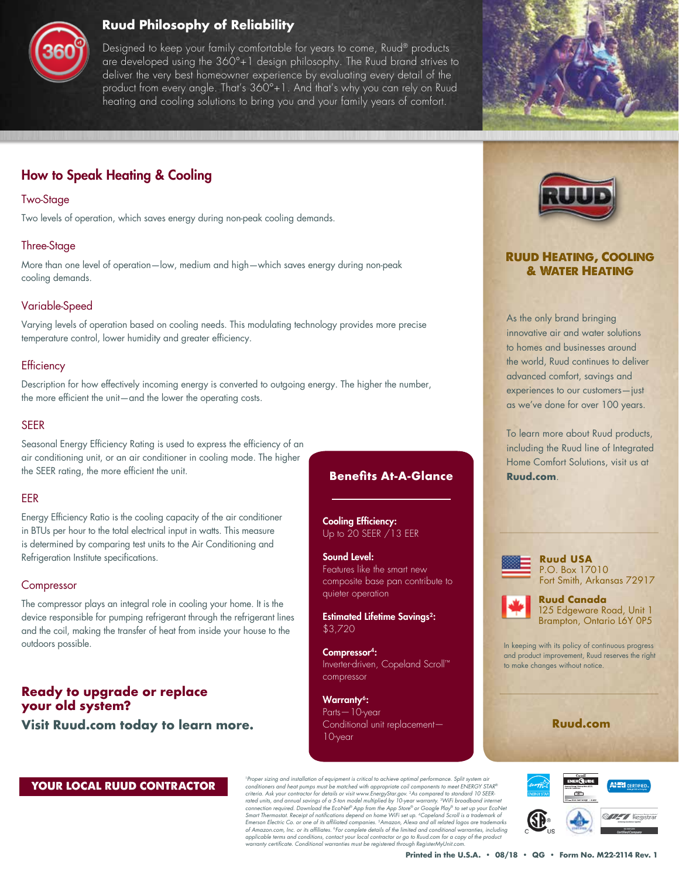## Ruud Philosophy of Reliability

Designed to keep your family comfortable for years to come, Ruud® products are developed using the 360°+1 design philosophy. The Ruud brand strives to deliver the very best homeowner experience by evaluating every detail of the product from every angle. That's 360°+1. And that's why you can rely on Ruud heating and cooling solutions to bring you and your family years of comfort.

## How to Speak Heating & Cooling

### Two-Stage

Two levels of operation, which saves energy during non-peak cooling demands.

### Three-Stage

More than one level of operation—low, medium and high—which saves energy during non-peak cooling demands.

### Variable-Speed

Varying levels of operation based on cooling needs. This modulating technology provides more precise temperature control, lower humidity and greater efficiency.

### Efficiency

Description for how effectively incoming energy is converted to outgoing energy. The higher the number, the more efficient the unit—and the lower the operating costs.

### SEER

Seasonal Energy Efficiency Rating is used to express the efficiency of an air conditioning unit, or an air conditioner in cooling mode. The higher the SEER rating, the more efficient the unit.

### EER

Energy Efficiency Ratio is the cooling capacity of the air conditioner in BTUs per hour to the total electrical input in watts. This measure is determined by comparing test units to the Air Conditioning and Refrigeration Institute specifications.

### Compressor

The compressor plays an integral role in cooling your home. It is the device responsible for pumping refrigerant through the refrigerant lines and the coil, making the transfer of heat from inside your house to the outdoors possible.

**Ready to upgrade or replace your old system?**

**Visit Ruud.com today to learn more.**

### Benefits At-A-Glance

**Cooling Efficiency:**
Up to 20 SEER / 13 EER

**Sound Level:**
Features like the smart new composite base pan contribute to quieter operation

**Estimated Lifetime Savings[2]:**
$3,720

**Compressor[4]:**
Inverter-driven, Copeland Scroll™ compressor

**Warranty[6]:**
Parts—10-year
Conditional unit replacement—10-year

## RUUD HEATING, COOLING & WATER HEATING

As the only brand bringing innovative air and water solutions to homes and businesses around the world, Ruud continues to deliver advanced comfort, savings and experiences to our customers—just as we've done for over 100 years.

To learn more about Ruud products, including the Ruud line of Integrated Home Comfort Solutions, visit us at **Ruud.com**.

**Ruud USA**
P.O. Box 17010
Fort Smith, Arkansas 72917

**Ruud Canada**
125 Edgeware Road, Unit 1
Brampton, Ontario L6Y 0P5

In keeping with its policy of continuous progress and product improvement, Ruud reserves the right to make changes without notice.

**Ruud.com**

**YOUR LOCAL RUUD CONTRACTOR**

*[1]Proper sizing and installation of equipment is critical to achieve optimal performance. Split system air conditioners and heat pumps must be matched with appropriate coil components to meet ENERGY STAR® criteria. Ask your contractor for details or visit www.EnergyStar.gov. [2]As compared to standard 10 SEER-rated units, and annual savings of a 5-ton model multiplied by 10-year warranty. [3]WiFi broadband internet connection required. Download the EcoNet® App from the App Store® or Google Play® to set up your EcoNet Smart Thermostat. Receipt of notifications depend on home WiFi set up. [4]Copeland Scroll is a trademark of Emerson Electric Co. or one of its affiliated companies. [5]Amazon, Alexa and all related logos are trademarks of Amazon.com, Inc. or its affiliates. [6]For complete details of the limited and conditional warranties, including applicable terms and conditions, contact your local contractor or go to Ruud.com for a copy of the product warranty certificate. Conditional warranties must be registered through RegisterMyUnit.com.*

**Printed in the U.S.A. • 08/18 • QG • Form No. M22-2114 Rev. 1**